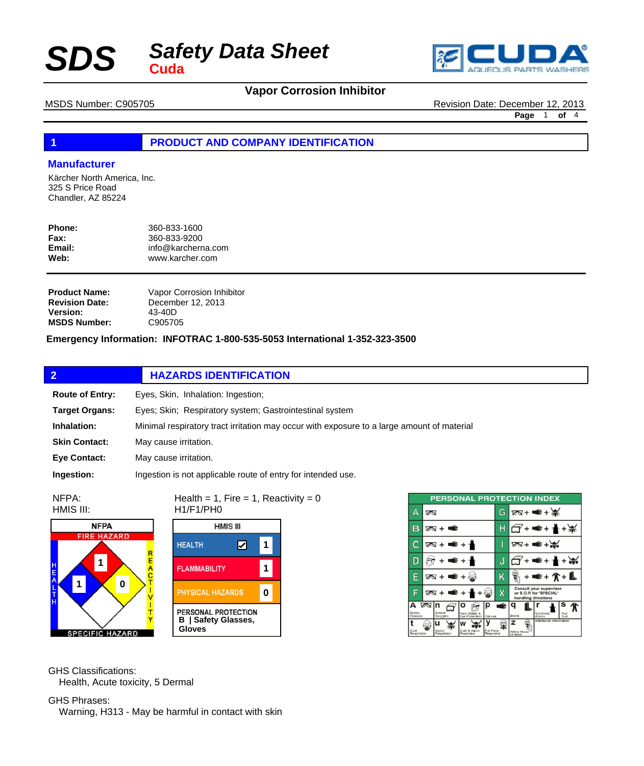# SDS Safety Data Sheet
**Cuda**

CUDA AQUEOUS PARTS WASHERS

## Vapor Corrosion Inhibitor

MSDS Number: C905705 | Revision Date: December 12, 2013

## 1 PRODUCT AND COMPANY IDENTIFICATION

### Manufacturer

Kärcher North America, Inc.
325 S Price Road
Chandler, AZ 85224

**Phone:** 360-833-1600
**Fax:** 360-833-9200
**Email:** info@karcherna.com
**Web:** www.karcher.com

**Product Name:** Vapor Corrosion Inhibitor
**Revision Date:** December 12, 2013
**Version:** 43-40D
**MSDS Number:** C905705

**Emergency Information: INFOTRAC 1-800-535-5053 International 1-352-323-3500**

## 2 HAZARDS IDENTIFICATION

**Route of Entry:** Eyes, Skin, Inhalation: Ingestion;

**Target Organs:** Eyes; Skin; Respiratory system; Gastrointestinal system

**Inhalation:** Minimal respiratory tract irritation may occur with exposure to a large amount of material

**Skin Contact:** May cause irritation.

**Eye Contact:** May cause irritation.

**Ingestion:** Ingestion is not applicable route of entry for intended use.

NFPA: Health = 1, Fire = 1, Reactivity = 0
HMIS III: H1/F1/PH0

NFPA: Fire Hazard 1, Health 1, Reactivity 0, Specific Hazard (blank)

| HMIS III | |
|---|---|
| HEALTH | 1 |
| FLAMMABILITY | 1 |
| PHYSICAL HAZARDS | 0 |
| PERSONAL PROTECTION | B \| Safety Glasses, Gloves |

PERSONAL PROTECTION INDEX

GHS Classifications:
Health, Acute toxicity, 5 Dermal

GHS Phrases:
Warning, H313 - May be harmful in contact with skin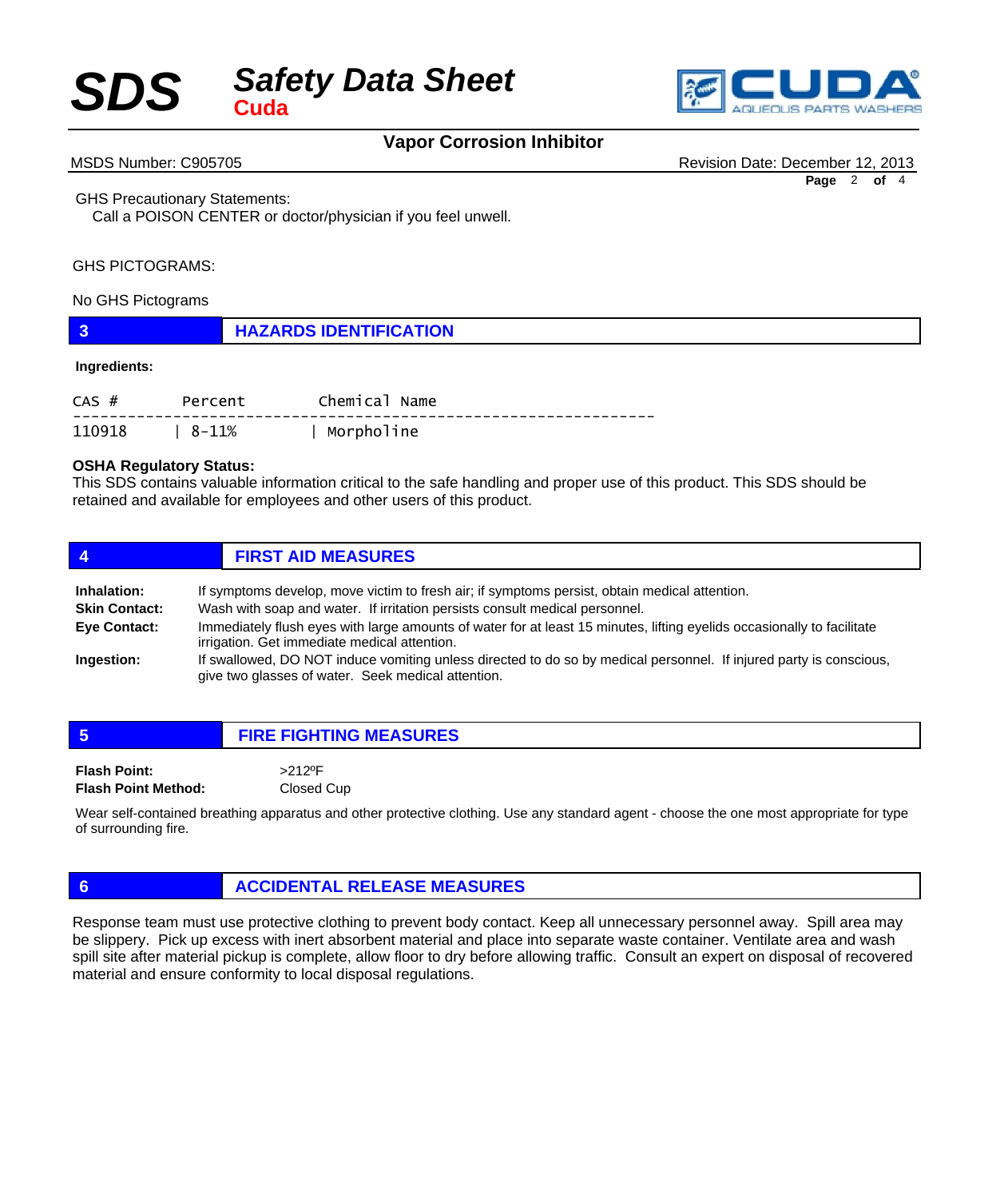GHS Precautionary Statements:
Call a POISON CENTER or doctor/physician if you feel unwell.

GHS PICTOGRAMS:

No GHS Pictograms

## 3 HAZARDS IDENTIFICATION

**Ingredients:**

| CAS # | Percent | Chemical Name |
|---|---|---|
| 110918 | 8-11% | Morpholine |

**OSHA Regulatory Status:**
This SDS contains valuable information critical to the safe handling and proper use of this product. This SDS should be retained and available for employees and other users of this product.

## 4 FIRST AID MEASURES

**Inhalation:** If symptoms develop, move victim to fresh air; if symptoms persist, obtain medical attention.

**Skin Contact:** Wash with soap and water. If irritation persists consult medical personnel.

**Eye Contact:** Immediately flush eyes with large amounts of water for at least 15 minutes, lifting eyelids occasionally to facilitate irrigation. Get immediate medical attention.

**Ingestion:** If swallowed, DO NOT induce vomiting unless directed to do so by medical personnel. If injured party is conscious, give two glasses of water. Seek medical attention.

## 5 FIRE FIGHTING MEASURES

**Flash Point:** >212ºF

**Flash Point Method:** Closed Cup

Wear self-contained breathing apparatus and other protective clothing. Use any standard agent - choose the one most appropriate for type of surrounding fire.

## 6 ACCIDENTAL RELEASE MEASURES

Response team must use protective clothing to prevent body contact. Keep all unnecessary personnel away. Spill area may be slippery. Pick up excess with inert absorbent material and place into separate waste container. Ventilate area and wash spill site after material pickup is complete, allow floor to dry before allowing traffic. Consult an expert on disposal of recovered material and ensure conformity to local disposal regulations.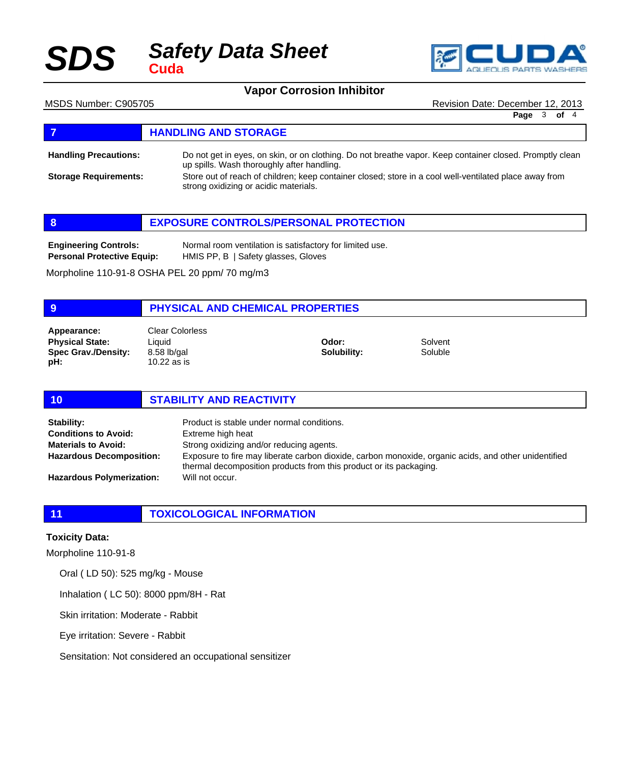## 7 HANDLING AND STORAGE

**Handling Precautions:** Do not get in eyes, on skin, or on clothing. Do not breathe vapor. Keep container closed. Promptly clean up spills. Wash thoroughly after handling.

**Storage Requirements:** Store out of reach of children; keep container closed; store in a cool well-ventilated place away from strong oxidizing or acidic materials.

## 8 EXPOSURE CONTROLS/PERSONAL PROTECTION

**Engineering Controls:** Normal room ventilation is satisfactory for limited use.

**Personal Protective Equip:** HMIS PP, B | Safety glasses, Gloves

Morpholine 110-91-8 OSHA PEL 20 ppm/ 70 mg/m3

## 9 PHYSICAL AND CHEMICAL PROPERTIES

**Appearance:** Clear Colorless

**Physical State:** Liquid

**Spec Grav./Density:** 8.58 lb/gal

**pH:** 10.22 as is

**Odor:** Solvent

**Solubility:** Soluble

## 10 STABILITY AND REACTIVITY

**Stability:** Product is stable under normal conditions.

**Conditions to Avoid:** Extreme high heat

**Materials to Avoid:** Strong oxidizing and/or reducing agents.

**Hazardous Decomposition:** Exposure to fire may liberate carbon dioxide, carbon monoxide, organic acids, and other unidentified thermal decomposition products from this product or its packaging.

**Hazardous Polymerization:** Will not occur.

## 11 TOXICOLOGICAL INFORMATION

**Toxicity Data:**

Morpholine 110-91-8

Oral ( LD 50): 525 mg/kg - Mouse

Inhalation ( LC 50): 8000 ppm/8H - Rat

Skin irritation: Moderate - Rabbit

Eye irritation: Severe - Rabbit

Sensitation: Not considered an occupational sensitizer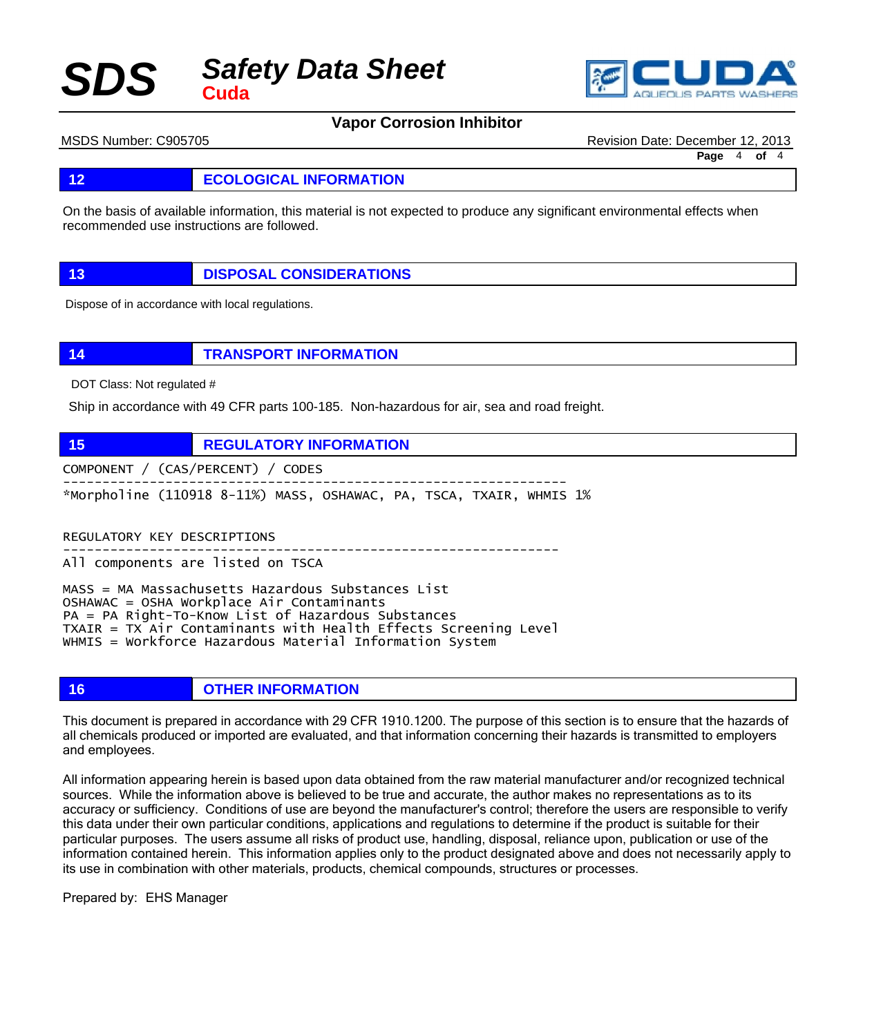## 12 ECOLOGICAL INFORMATION

On the basis of available information, this material is not expected to produce any significant environmental effects when recommended use instructions are followed.

## 13 DISPOSAL CONSIDERATIONS

Dispose of in accordance with local regulations.

## 14 TRANSPORT INFORMATION

DOT Class: Not regulated #

Ship in accordance with 49 CFR parts 100-185. Non-hazardous for air, sea and road freight.

## 15 REGULATORY INFORMATION

```
COMPONENT / (CAS/PERCENT) / CODES
----------------------------------------------------------------
*Morpholine (110918 8-11%) MASS, OSHAWAC, PA, TSCA, TXAIR, WHMIS 1%


REGULATORY KEY DESCRIPTIONS
----------------------------------------------------------------
All components are listed on TSCA

MASS = MA Massachusetts Hazardous Substances List
OSHAWAC = OSHA Workplace Air Contaminants
PA = PA Right-To-Know List of Hazardous Substances
TXAIR = TX Air Contaminants with Health Effects Screening Level
WHMIS = Workforce Hazardous Material Information System
```

## 16 OTHER INFORMATION

This document is prepared in accordance with 29 CFR 1910.1200. The purpose of this section is to ensure that the hazards of all chemicals produced or imported are evaluated, and that information concerning their hazards is transmitted to employers and employees.

All information appearing herein is based upon data obtained from the raw material manufacturer and/or recognized technical sources. While the information above is believed to be true and accurate, the author makes no representations as to its accuracy or sufficiency. Conditions of use are beyond the manufacturer's control; therefore the users are responsible to verify this data under their own particular conditions, applications and regulations to determine if the product is suitable for their particular purposes. The users assume all risks of product use, handling, disposal, reliance upon, publication or use of the information contained herein. This information applies only to the product designated above and does not necessarily apply to its use in combination with other materials, products, chemical compounds, structures or processes.

Prepared by: EHS Manager